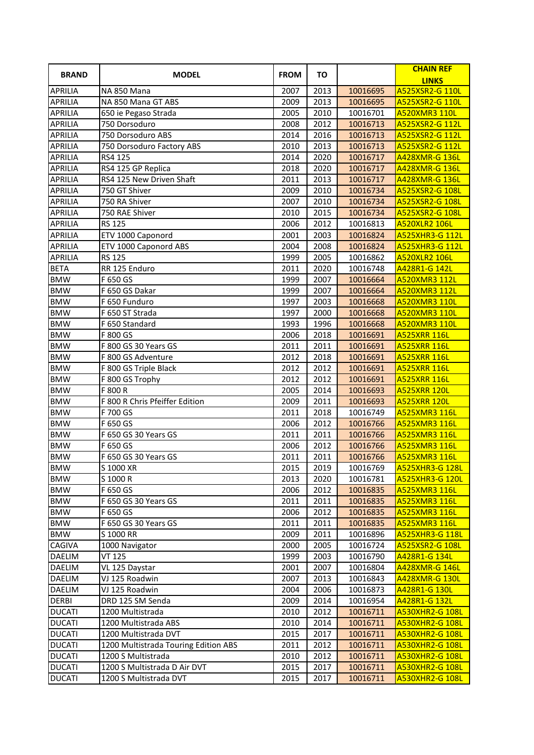| BRAND | MODEL | FROM | TO | | CHAIN REF LINKS |
|---|---|---|---|---|---|
| APRILIA | NA 850 Mana | 2007 | 2013 | 10016695 | A525XSR2-G 110L |
| APRILIA | NA 850 Mana GT ABS | 2009 | 2013 | 10016695 | A525XSR2-G 110L |
| APRILIA | 650 ie Pegaso Strada | 2005 | 2010 | 10016701 | A520XMR3 110L |
| APRILIA | 750 Dorsoduro | 2008 | 2012 | 10016713 | A525XSR2-G 112L |
| APRILIA | 750 Dorsoduro ABS | 2014 | 2016 | 10016713 | A525XSR2-G 112L |
| APRILIA | 750 Dorsoduro Factory ABS | 2010 | 2013 | 10016713 | A525XSR2-G 112L |
| APRILIA | RS4 125 | 2014 | 2020 | 10016717 | A428XMR-G 136L |
| APRILIA | RS4 125 GP Replica | 2018 | 2020 | 10016717 | A428XMR-G 136L |
| APRILIA | RS4 125 New Driven Shaft | 2011 | 2013 | 10016717 | A428XMR-G 136L |
| APRILIA | 750 GT Shiver | 2009 | 2010 | 10016734 | A525XSR2-G 108L |
| APRILIA | 750 RA Shiver | 2007 | 2010 | 10016734 | A525XSR2-G 108L |
| APRILIA | 750 RAE Shiver | 2010 | 2015 | 10016734 | A525XSR2-G 108L |
| APRILIA | RS 125 | 2006 | 2012 | 10016813 | A520XLR2 106L |
| APRILIA | ETV 1000 Caponord | 2001 | 2003 | 10016824 | A525XHR3-G 112L |
| APRILIA | ETV 1000 Caponord ABS | 2004 | 2008 | 10016824 | A525XHR3-G 112L |
| APRILIA | RS 125 | 1999 | 2005 | 10016862 | A520XLR2 106L |
| BETA | RR 125 Enduro | 2011 | 2020 | 10016748 | A428R1-G 142L |
| BMW | F 650 GS | 1999 | 2007 | 10016664 | A520XMR3 112L |
| BMW | F 650 GS Dakar | 1999 | 2007 | 10016664 | A520XMR3 112L |
| BMW | F 650 Funduro | 1997 | 2003 | 10016668 | A520XMR3 110L |
| BMW | F 650 ST Strada | 1997 | 2000 | 10016668 | A520XMR3 110L |
| BMW | F 650 Standard | 1993 | 1996 | 10016668 | A520XMR3 110L |
| BMW | F 800 GS | 2006 | 2018 | 10016691 | A525XRR 116L |
| BMW | F 800 GS 30 Years GS | 2011 | 2011 | 10016691 | A525XRR 116L |
| BMW | F 800 GS Adventure | 2012 | 2018 | 10016691 | A525XRR 116L |
| BMW | F 800 GS Triple Black | 2012 | 2012 | 10016691 | A525XRR 116L |
| BMW | F 800 GS Trophy | 2012 | 2012 | 10016691 | A525XRR 116L |
| BMW | F 800 R | 2005 | 2014 | 10016693 | A525XRR 120L |
| BMW | F 800 R Chris Pfeiffer Edition | 2009 | 2011 | 10016693 | A525XRR 120L |
| BMW | F 700 GS | 2011 | 2018 | 10016749 | A525XMR3 116L |
| BMW | F 650 GS | 2006 | 2012 | 10016766 | A525XMR3 116L |
| BMW | F 650 GS 30 Years GS | 2011 | 2011 | 10016766 | A525XMR3 116L |
| BMW | F 650 GS | 2006 | 2012 | 10016766 | A525XMR3 116L |
| BMW | F 650 GS 30 Years GS | 2011 | 2011 | 10016766 | A525XMR3 116L |
| BMW | S 1000 XR | 2015 | 2019 | 10016769 | A525XHR3-G 128L |
| BMW | S 1000 R | 2013 | 2020 | 10016781 | A525XHR3-G 120L |
| BMW | F 650 GS | 2006 | 2012 | 10016835 | A525XMR3 116L |
| BMW | F 650 GS 30 Years GS | 2011 | 2011 | 10016835 | A525XMR3 116L |
| BMW | F 650 GS | 2006 | 2012 | 10016835 | A525XMR3 116L |
| BMW | F 650 GS 30 Years GS | 2011 | 2011 | 10016835 | A525XMR3 116L |
| BMW | S 1000 RR | 2009 | 2011 | 10016896 | A525XHR3-G 118L |
| CAGIVA | 1000 Navigator | 2000 | 2005 | 10016724 | A525XSR2-G 108L |
| DAELIM | VT 125 | 1999 | 2003 | 10016790 | A428R1-G 134L |
| DAELIM | VL 125 Daystar | 2001 | 2007 | 10016804 | A428XMR-G 146L |
| DAELIM | VJ 125 Roadwin | 2007 | 2013 | 10016843 | A428XMR-G 130L |
| DAELIM | VJ 125 Roadwin | 2004 | 2006 | 10016873 | A428R1-G 130L |
| DERBI | DRD 125 SM Senda | 2009 | 2014 | 10016954 | A428R1-G 132L |
| DUCATI | 1200 Multistrada | 2010 | 2012 | 10016711 | A530XHR2-G 108L |
| DUCATI | 1200 Multistrada ABS | 2010 | 2014 | 10016711 | A530XHR2-G 108L |
| DUCATI | 1200 Multistrada DVT | 2015 | 2017 | 10016711 | A530XHR2-G 108L |
| DUCATI | 1200 Multistrada Touring Edition ABS | 2011 | 2012 | 10016711 | A530XHR2-G 108L |
| DUCATI | 1200 S Multistrada | 2010 | 2012 | 10016711 | A530XHR2-G 108L |
| DUCATI | 1200 S Multistrada D Air DVT | 2015 | 2017 | 10016711 | A530XHR2-G 108L |
| DUCATI | 1200 S Multistrada DVT | 2015 | 2017 | 10016711 | A530XHR2-G 108L |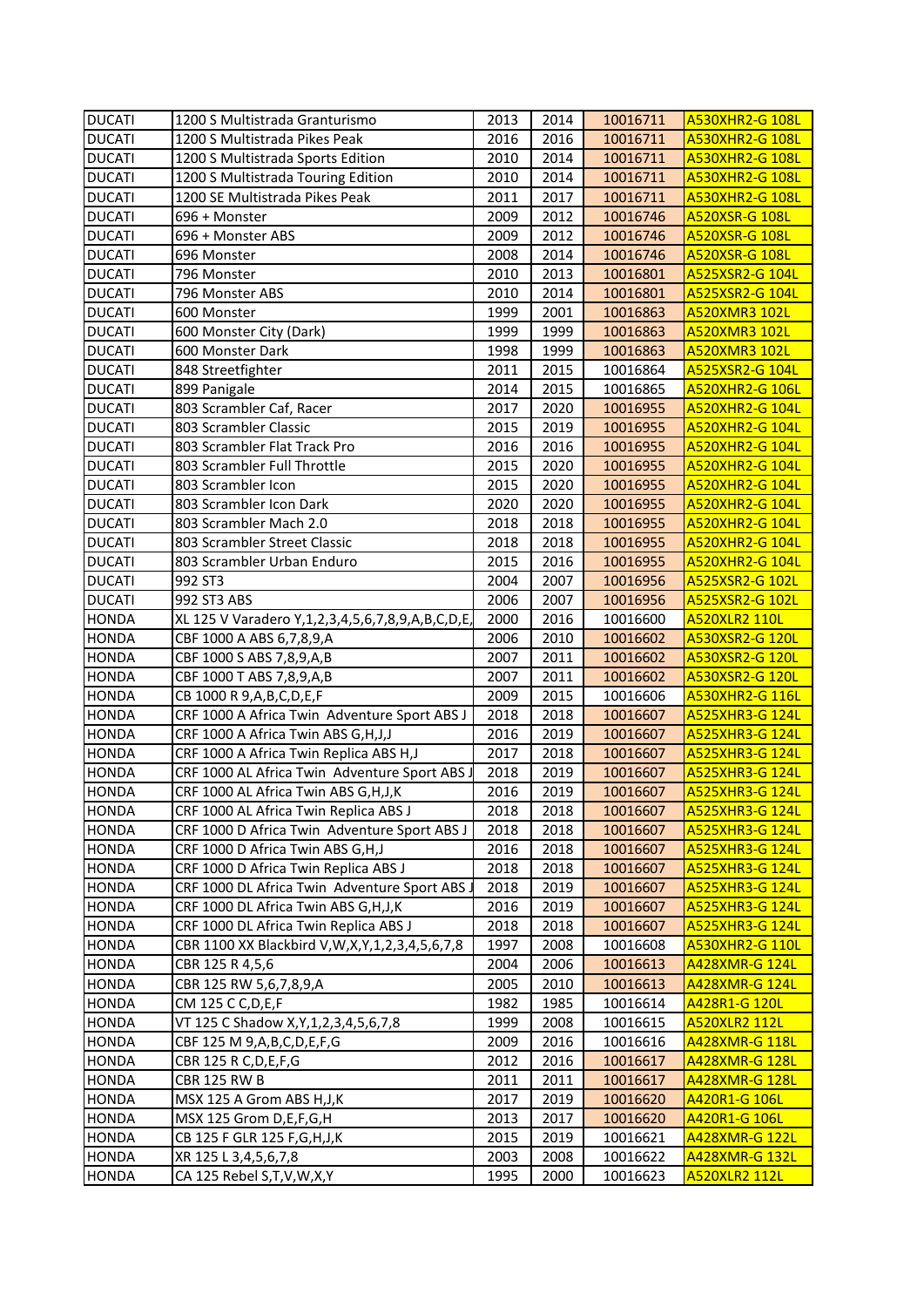| DUCATI | 1200 S Multistrada Granturismo | 2013 | 2014 | 10016711 | A530XHR2-G 108L |
|---|---|---|---|---|---|
| DUCATI | 1200 S Multistrada Pikes Peak | 2016 | 2016 | 10016711 | A530XHR2-G 108L |
| DUCATI | 1200 S Multistrada Sports Edition | 2010 | 2014 | 10016711 | A530XHR2-G 108L |
| DUCATI | 1200 S Multistrada Touring Edition | 2010 | 2014 | 10016711 | A530XHR2-G 108L |
| DUCATI | 1200 SE Multistrada Pikes Peak | 2011 | 2017 | 10016711 | A530XHR2-G 108L |
| DUCATI | 696 + Monster | 2009 | 2012 | 10016746 | A520XSR-G 108L |
| DUCATI | 696 + Monster ABS | 2009 | 2012 | 10016746 | A520XSR-G 108L |
| DUCATI | 696 Monster | 2008 | 2014 | 10016746 | A520XSR-G 108L |
| DUCATI | 796 Monster | 2010 | 2013 | 10016801 | A525XSR2-G 104L |
| DUCATI | 796 Monster ABS | 2010 | 2014 | 10016801 | A525XSR2-G 104L |
| DUCATI | 600 Monster | 1999 | 2001 | 10016863 | A520XMR3 102L |
| DUCATI | 600 Monster City (Dark) | 1999 | 1999 | 10016863 | A520XMR3 102L |
| DUCATI | 600 Monster Dark | 1998 | 1999 | 10016863 | A520XMR3 102L |
| DUCATI | 848 Streetfighter | 2011 | 2015 | 10016864 | A525XSR2-G 104L |
| DUCATI | 899 Panigale | 2014 | 2015 | 10016865 | A520XHR2-G 106L |
| DUCATI | 803 Scrambler Caf, Racer | 2017 | 2020 | 10016955 | A520XHR2-G 104L |
| DUCATI | 803 Scrambler Classic | 2015 | 2019 | 10016955 | A520XHR2-G 104L |
| DUCATI | 803 Scrambler Flat Track Pro | 2016 | 2016 | 10016955 | A520XHR2-G 104L |
| DUCATI | 803 Scrambler Full Throttle | 2015 | 2020 | 10016955 | A520XHR2-G 104L |
| DUCATI | 803 Scrambler Icon | 2015 | 2020 | 10016955 | A520XHR2-G 104L |
| DUCATI | 803 Scrambler Icon Dark | 2020 | 2020 | 10016955 | A520XHR2-G 104L |
| DUCATI | 803 Scrambler Mach 2.0 | 2018 | 2018 | 10016955 | A520XHR2-G 104L |
| DUCATI | 803 Scrambler Street Classic | 2018 | 2018 | 10016955 | A520XHR2-G 104L |
| DUCATI | 803 Scrambler Urban Enduro | 2015 | 2016 | 10016955 | A520XHR2-G 104L |
| DUCATI | 992 ST3 | 2004 | 2007 | 10016956 | A525XSR2-G 102L |
| DUCATI | 992 ST3 ABS | 2006 | 2007 | 10016956 | A525XSR2-G 102L |
| HONDA | XL 125 V Varadero Y,1,2,3,4,5,6,7,8,9,A,B,C,D,E, | 2000 | 2016 | 10016600 | A520XLR2 110L |
| HONDA | CBF 1000 A ABS 6,7,8,9,A | 2006 | 2010 | 10016602 | A530XSR2-G 120L |
| HONDA | CBF 1000 S ABS 7,8,9,A,B | 2007 | 2011 | 10016602 | A530XSR2-G 120L |
| HONDA | CBF 1000 T ABS 7,8,9,A,B | 2007 | 2011 | 10016602 | A530XSR2-G 120L |
| HONDA | CB 1000 R 9,A,B,C,D,E,F | 2009 | 2015 | 10016606 | A530XHR2-G 116L |
| HONDA | CRF 1000 A Africa Twin Adventure Sport ABS J | 2018 | 2018 | 10016607 | A525XHR3-G 124L |
| HONDA | CRF 1000 A Africa Twin ABS G,H,J,J | 2016 | 2019 | 10016607 | A525XHR3-G 124L |
| HONDA | CRF 1000 A Africa Twin Replica ABS H,J | 2017 | 2018 | 10016607 | A525XHR3-G 124L |
| HONDA | CRF 1000 AL Africa Twin Adventure Sport ABS J | 2018 | 2019 | 10016607 | A525XHR3-G 124L |
| HONDA | CRF 1000 AL Africa Twin ABS G,H,J,K | 2016 | 2019 | 10016607 | A525XHR3-G 124L |
| HONDA | CRF 1000 AL Africa Twin Replica ABS J | 2018 | 2018 | 10016607 | A525XHR3-G 124L |
| HONDA | CRF 1000 D Africa Twin Adventure Sport ABS J | 2018 | 2018 | 10016607 | A525XHR3-G 124L |
| HONDA | CRF 1000 D Africa Twin ABS G,H,J | 2016 | 2018 | 10016607 | A525XHR3-G 124L |
| HONDA | CRF 1000 D Africa Twin Replica ABS J | 2018 | 2018 | 10016607 | A525XHR3-G 124L |
| HONDA | CRF 1000 DL Africa Twin Adventure Sport ABS J | 2018 | 2019 | 10016607 | A525XHR3-G 124L |
| HONDA | CRF 1000 DL Africa Twin ABS G,H,J,K | 2016 | 2019 | 10016607 | A525XHR3-G 124L |
| HONDA | CRF 1000 DL Africa Twin Replica ABS J | 2018 | 2018 | 10016607 | A525XHR3-G 124L |
| HONDA | CBR 1100 XX Blackbird V,W,X,Y,1,2,3,4,5,6,7,8 | 1997 | 2008 | 10016608 | A530XHR2-G 110L |
| HONDA | CBR 125 R 4,5,6 | 2004 | 2006 | 10016613 | A428XMR-G 124L |
| HONDA | CBR 125 RW 5,6,7,8,9,A | 2005 | 2010 | 10016613 | A428XMR-G 124L |
| HONDA | CM 125 C C,D,E,F | 1982 | 1985 | 10016614 | A428R1-G 120L |
| HONDA | VT 125 C Shadow X,Y,1,2,3,4,5,6,7,8 | 1999 | 2008 | 10016615 | A520XLR2 112L |
| HONDA | CBF 125 M 9,A,B,C,D,E,F,G | 2009 | 2016 | 10016616 | A428XMR-G 118L |
| HONDA | CBR 125 R C,D,E,F,G | 2012 | 2016 | 10016617 | A428XMR-G 128L |
| HONDA | CBR 125 RW B | 2011 | 2011 | 10016617 | A428XMR-G 128L |
| HONDA | MSX 125 A Grom ABS H,J,K | 2017 | 2019 | 10016620 | A420R1-G 106L |
| HONDA | MSX 125 Grom D,E,F,G,H | 2013 | 2017 | 10016620 | A420R1-G 106L |
| HONDA | CB 125 F GLR 125 F,G,H,J,K | 2015 | 2019 | 10016621 | A428XMR-G 122L |
| HONDA | XR 125 L 3,4,5,6,7,8 | 2003 | 2008 | 10016622 | A428XMR-G 132L |
| HONDA | CA 125 Rebel S,T,V,W,X,Y | 1995 | 2000 | 10016623 | A520XLR2 112L |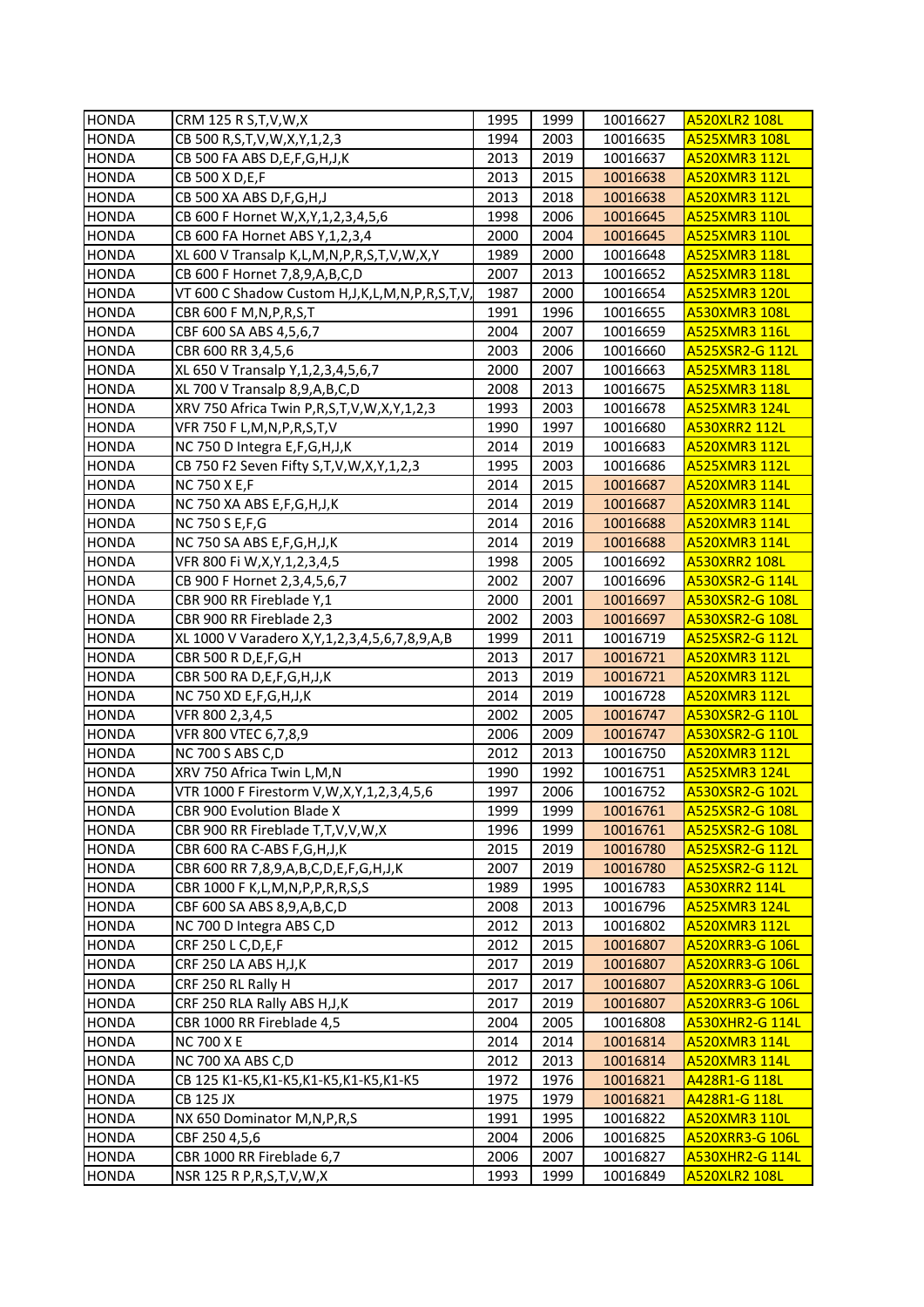| HONDA | CRM 125 R S,T,V,W,X | 1995 | 1999 | 10016627 | A520XLR2 108L |
|---|---|---|---|---|---|
| HONDA | CB 500 R,S,T,V,W,X,Y,1,2,3 | 1994 | 2003 | 10016635 | A525XMR3 108L |
| HONDA | CB 500 FA ABS D,E,F,G,H,J,K | 2013 | 2019 | 10016637 | A520XMR3 112L |
| HONDA | CB 500 X D,E,F | 2013 | 2015 | 10016638 | A520XMR3 112L |
| HONDA | CB 500 XA ABS D,F,G,H,J | 2013 | 2018 | 10016638 | A520XMR3 112L |
| HONDA | CB 600 F Hornet W,X,Y,1,2,3,4,5,6 | 1998 | 2006 | 10016645 | A525XMR3 110L |
| HONDA | CB 600 FA Hornet ABS Y,1,2,3,4 | 2000 | 2004 | 10016645 | A525XMR3 110L |
| HONDA | XL 600 V Transalp K,L,M,N,P,R,S,T,V,W,X,Y | 1989 | 2000 | 10016648 | A525XMR3 118L |
| HONDA | CB 600 F Hornet 7,8,9,A,B,C,D | 2007 | 2013 | 10016652 | A525XMR3 118L |
| HONDA | VT 600 C Shadow Custom H,J,K,L,M,N,P,R,S,T,V, | 1987 | 2000 | 10016654 | A525XMR3 120L |
| HONDA | CBR 600 F M,N,P,R,S,T | 1991 | 1996 | 10016655 | A530XMR3 108L |
| HONDA | CBF 600 SA ABS 4,5,6,7 | 2004 | 2007 | 10016659 | A525XMR3 116L |
| HONDA | CBR 600 RR 3,4,5,6 | 2003 | 2006 | 10016660 | A525XSR2-G 112L |
| HONDA | XL 650 V Transalp Y,1,2,3,4,5,6,7 | 2000 | 2007 | 10016663 | A525XMR3 118L |
| HONDA | XL 700 V Transalp 8,9,A,B,C,D | 2008 | 2013 | 10016675 | A525XMR3 118L |
| HONDA | XRV 750 Africa Twin P,R,S,T,V,W,X,Y,1,2,3 | 1993 | 2003 | 10016678 | A525XMR3 124L |
| HONDA | VFR 750 F L,M,N,P,R,S,T,V | 1990 | 1997 | 10016680 | A530XRR2 112L |
| HONDA | NC 750 D Integra E,F,G,H,J,K | 2014 | 2019 | 10016683 | A520XMR3 112L |
| HONDA | CB 750 F2 Seven Fifty S,T,V,W,X,Y,1,2,3 | 1995 | 2003 | 10016686 | A525XMR3 112L |
| HONDA | NC 750 X E,F | 2014 | 2015 | 10016687 | A520XMR3 114L |
| HONDA | NC 750 XA ABS E,F,G,H,J,K | 2014 | 2019 | 10016687 | A520XMR3 114L |
| HONDA | NC 750 S E,F,G | 2014 | 2016 | 10016688 | A520XMR3 114L |
| HONDA | NC 750 SA ABS E,F,G,H,J,K | 2014 | 2019 | 10016688 | A520XMR3 114L |
| HONDA | VFR 800 Fi W,X,Y,1,2,3,4,5 | 1998 | 2005 | 10016692 | A530XRR2 108L |
| HONDA | CB 900 F Hornet 2,3,4,5,6,7 | 2002 | 2007 | 10016696 | A530XSR2-G 114L |
| HONDA | CBR 900 RR Fireblade Y,1 | 2000 | 2001 | 10016697 | A530XSR2-G 108L |
| HONDA | CBR 900 RR Fireblade 2,3 | 2002 | 2003 | 10016697 | A530XSR2-G 108L |
| HONDA | XL 1000 V Varadero X,Y,1,2,3,4,5,6,7,8,9,A,B | 1999 | 2011 | 10016719 | A525XSR2-G 112L |
| HONDA | CBR 500 R D,E,F,G,H | 2013 | 2017 | 10016721 | A520XMR3 112L |
| HONDA | CBR 500 RA D,E,F,G,H,J,K | 2013 | 2019 | 10016721 | A520XMR3 112L |
| HONDA | NC 750 XD E,F,G,H,J,K | 2014 | 2019 | 10016728 | A520XMR3 112L |
| HONDA | VFR 800 2,3,4,5 | 2002 | 2005 | 10016747 | A530XSR2-G 110L |
| HONDA | VFR 800 VTEC 6,7,8,9 | 2006 | 2009 | 10016747 | A530XSR2-G 110L |
| HONDA | NC 700 S ABS C,D | 2012 | 2013 | 10016750 | A520XMR3 112L |
| HONDA | XRV 750 Africa Twin L,M,N | 1990 | 1992 | 10016751 | A525XMR3 124L |
| HONDA | VTR 1000 F Firestorm V,W,X,Y,1,2,3,4,5,6 | 1997 | 2006 | 10016752 | A530XSR2-G 102L |
| HONDA | CBR 900 Evolution Blade X | 1999 | 1999 | 10016761 | A525XSR2-G 108L |
| HONDA | CBR 900 RR Fireblade T,T,V,V,W,X | 1996 | 1999 | 10016761 | A525XSR2-G 108L |
| HONDA | CBR 600 RA C-ABS F,G,H,J,K | 2015 | 2019 | 10016780 | A525XSR2-G 112L |
| HONDA | CBR 600 RR 7,8,9,A,B,C,D,E,F,G,H,J,K | 2007 | 2019 | 10016780 | A525XSR2-G 112L |
| HONDA | CBR 1000 F K,L,M,N,P,P,R,R,S,S | 1989 | 1995 | 10016783 | A530XRR2 114L |
| HONDA | CBF 600 SA ABS 8,9,A,B,C,D | 2008 | 2013 | 10016796 | A525XMR3 124L |
| HONDA | NC 700 D Integra ABS C,D | 2012 | 2013 | 10016802 | A520XMR3 112L |
| HONDA | CRF 250 L C,D,E,F | 2012 | 2015 | 10016807 | A520XRR3-G 106L |
| HONDA | CRF 250 LA ABS H,J,K | 2017 | 2019 | 10016807 | A520XRR3-G 106L |
| HONDA | CRF 250 RL Rally H | 2017 | 2017 | 10016807 | A520XRR3-G 106L |
| HONDA | CRF 250 RLA Rally ABS H,J,K | 2017 | 2019 | 10016807 | A520XRR3-G 106L |
| HONDA | CBR 1000 RR Fireblade 4,5 | 2004 | 2005 | 10016808 | A530XHR2-G 114L |
| HONDA | NC 700 X E | 2014 | 2014 | 10016814 | A520XMR3 114L |
| HONDA | NC 700 XA ABS C,D | 2012 | 2013 | 10016814 | A520XMR3 114L |
| HONDA | CB 125 K1-K5,K1-K5,K1-K5,K1-K5,K1-K5 | 1972 | 1976 | 10016821 | A428R1-G 118L |
| HONDA | CB 125 JX | 1975 | 1979 | 10016821 | A428R1-G 118L |
| HONDA | NX 650 Dominator M,N,P,R,S | 1991 | 1995 | 10016822 | A520XMR3 110L |
| HONDA | CBF 250 4,5,6 | 2004 | 2006 | 10016825 | A520XRR3-G 106L |
| HONDA | CBR 1000 RR Fireblade 6,7 | 2006 | 2007 | 10016827 | A530XHR2-G 114L |
| HONDA | NSR 125 R P,R,S,T,V,W,X | 1993 | 1999 | 10016849 | A520XLR2 108L |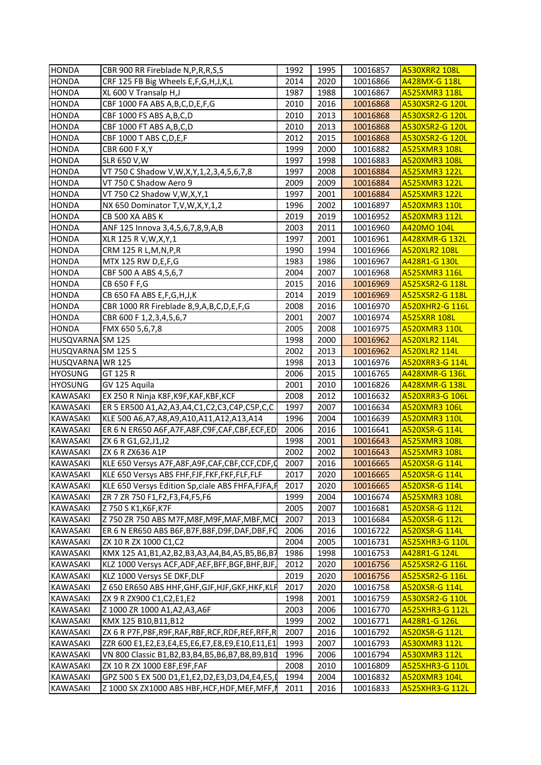| HONDA | CBR 900 RR Fireblade N,P,R,R,S,S | 1992 | 1995 | 10016857 | A530XRR2 108L |
|---|---|---|---|---|---|
| HONDA | CRF 125 FB Big Wheels E,F,G,H,J,K,L | 2014 | 2020 | 10016866 | A428MX-G 118L |
| HONDA | XL 600 V Transalp H,J | 1987 | 1988 | 10016867 | A525XMR3 118L |
| HONDA | CBF 1000 FA ABS A,B,C,D,E,F,G | 2010 | 2016 | 10016868 | A530XSR2-G 120L |
| HONDA | CBF 1000 FS ABS A,B,C,D | 2010 | 2013 | 10016868 | A530XSR2-G 120L |
| HONDA | CBF 1000 FT ABS A,B,C,D | 2010 | 2013 | 10016868 | A530XSR2-G 120L |
| HONDA | CBF 1000 T ABS C,D,E,F | 2012 | 2015 | 10016868 | A530XSR2-G 120L |
| HONDA | CBR 600 F X,Y | 1999 | 2000 | 10016882 | A525XMR3 108L |
| HONDA | SLR 650 V,W | 1997 | 1998 | 10016883 | A520XMR3 108L |
| HONDA | VT 750 C Shadow V,W,X,Y,1,2,3,4,5,6,7,8 | 1997 | 2008 | 10016884 | A525XMR3 122L |
| HONDA | VT 750 C Shadow Aero 9 | 2009 | 2009 | 10016884 | A525XMR3 122L |
| HONDA | VT 750 C2 Shadow V,W,X,Y,1 | 1997 | 2001 | 10016884 | A525XMR3 122L |
| HONDA | NX 650 Dominator T,V,W,X,Y,1,2 | 1996 | 2002 | 10016897 | A520XMR3 110L |
| HONDA | CB 500 XA ABS K | 2019 | 2019 | 10016952 | A520XMR3 112L |
| HONDA | ANF 125 Innova 3,4,5,6,7,8,9,A,B | 2003 | 2011 | 10016960 | A420MO 104L |
| HONDA | XLR 125 R V,W,X,Y,1 | 1997 | 2001 | 10016961 | A428XMR-G 132L |
| HONDA | CRM 125 R L,M,N,P,R | 1990 | 1994 | 10016966 | A520XLR2 108L |
| HONDA | MTX 125 RW D,E,F,G | 1983 | 1986 | 10016967 | A428R1-G 130L |
| HONDA | CBF 500 A ABS 4,5,6,7 | 2004 | 2007 | 10016968 | A525XMR3 116L |
| HONDA | CB 650 F F,G | 2015 | 2016 | 10016969 | A525XSR2-G 118L |
| HONDA | CB 650 FA ABS E,F,G,H,J,K | 2014 | 2019 | 10016969 | A525XSR2-G 118L |
| HONDA | CBR 1000 RR Fireblade 8,9,A,B,C,D,E,F,G | 2008 | 2016 | 10016970 | A520XHR2-G 116L |
| HONDA | CBR 600 F 1,2,3,4,5,6,7 | 2001 | 2007 | 10016974 | A525XRR 108L |
| HONDA | FMX 650 5,6,7,8 | 2005 | 2008 | 10016975 | A520XMR3 110L |
| HUSQVARNA | SM 125 | 1998 | 2000 | 10016962 | A520XLR2 114L |
| HUSQVARNA | SM 125 S | 2002 | 2013 | 10016962 | A520XLR2 114L |
| HUSQVARNA | WR 125 | 1998 | 2013 | 10016976 | A520XRR3-G 114L |
| HYOSUNG | GT 125 R | 2006 | 2015 | 10016765 | A428XMR-G 136L |
| HYOSUNG | GV 125 Aquila | 2001 | 2010 | 10016826 | A428XMR-G 138L |
| KAWASAKI | EX 250 R Ninja K8F,K9F,KAF,KBF,KCF | 2008 | 2012 | 10016632 | A520XRR3-G 106L |
| KAWASAKI | ER 5 ER500 A1,A2,A3,A4,C1,C2,C3,C4P,C5P,C,C | 1997 | 2007 | 10016634 | A520XMR3 106L |
| KAWASAKI | KLE 500 A6,A7,A8,A9,A10,A11,A12,A13,A14 | 1996 | 2004 | 10016639 | A520XMR3 110L |
| KAWASAKI | ER 6 N ER650 A6F,A7F,A8F,C9F,CAF,CBF,ECF,ED | 2006 | 2016 | 10016641 | A520XSR-G 114L |
| KAWASAKI | ZX 6 R G1,G2,J1,J2 | 1998 | 2001 | 10016643 | A525XMR3 108L |
| KAWASAKI | ZX 6 R ZX636 A1P | 2002 | 2002 | 10016643 | A525XMR3 108L |
| KAWASAKI | KLE 650 Versys A7F,A8F,A9F,CAF,CBF,CCF,CDF,C | 2007 | 2016 | 10016665 | A520XSR-G 114L |
| KAWASAKI | KLE 650 Versys ABS FHF,FJF,FKF,FLF,FLF | 2017 | 2020 | 10016665 | A520XSR-G 114L |
| KAWASAKI | KLE 650 Versys Edition Sp,ciale ABS FHFA,FJFA,F | 2017 | 2020 | 10016665 | A520XSR-G 114L |
| KAWASAKI | ZR 7 ZR 750 F1,F2,F3,F4,F5,F6 | 1999 | 2004 | 10016674 | A525XMR3 108L |
| KAWASAKI | Z 750 S K1,K6F,K7F | 2005 | 2007 | 10016681 | A520XSR-G 112L |
| KAWASAKI | Z 750 ZR 750 ABS M7F,M8F,M9F,MAF,MBF,MC | 2007 | 2013 | 10016684 | A520XSR-G 112L |
| KAWASAKI | ER 6 N ER650 ABS B6F,B7F,B8F,D9F,DAF,DBF,FC | 2006 | 2016 | 10016722 | A520XSR-G 114L |
| KAWASAKI | ZX 10 R ZX 1000 C1,C2 | 2004 | 2005 | 10016731 | A525XHR3-G 110L |
| KAWASAKI | KMX 125 A1,B1,A2,B2,B3,A3,A4,B4,A5,B5,B6,B7 | 1986 | 1998 | 10016753 | A428R1-G 124L |
| KAWASAKI | KLZ 1000 Versys ACF,ADF,AEF,BFF,BGF,BHF,BJF, | 2012 | 2020 | 10016756 | A525XSR2-G 116L |
| KAWASAKI | KLZ 1000 Versys SE DKF,DLF | 2019 | 2020 | 10016756 | A525XSR2-G 116L |
| KAWASAKI | Z 650 ER650 ABS HHF,GHF,GJF,HJF,GKF,HKF,KLF | 2017 | 2020 | 10016758 | A520XSR-G 114L |
| KAWASAKI | ZX 9 R ZX900 C1,C2,E1,E2 | 1998 | 2001 | 10016759 | A530XSR2-G 110L |
| KAWASAKI | Z 1000 ZR 1000 A1,A2,A3,A6F | 2003 | 2006 | 10016770 | A525XHR3-G 112L |
| KAWASAKI | KMX 125 B10,B11,B12 | 1999 | 2002 | 10016771 | A428R1-G 126L |
| KAWASAKI | ZX 6 R P7F,P8F,R9F,RAF,RBF,RCF,RDF,REF,RFF,R | 2007 | 2016 | 10016792 | A520XSR-G 112L |
| KAWASAKI | ZZR 600 E1,E2,E3,E4,E5,E6,E7,E8,E9,E10,E11,E1 | 1993 | 2007 | 10016793 | A530XMR3 112L |
| KAWASAKI | VN 800 Classic B1,B2,B3,B4,B5,B6,B7,B8,B9,B10 | 1996 | 2006 | 10016794 | A530XMR3 112L |
| KAWASAKI | ZX 10 R ZX 1000 E8F,E9F,FAF | 2008 | 2010 | 10016809 | A525XHR3-G 110L |
| KAWASAKI | GPZ 500 S EX 500 D1,E1,E2,D2,E3,D3,D4,E4,E5,I | 1994 | 2004 | 10016832 | A520XMR3 104L |
| KAWASAKI | Z 1000 SX ZX1000 ABS HBF,HCF,HDF,MEF,MFF,I | 2011 | 2016 | 10016833 | A525XHR3-G 112L |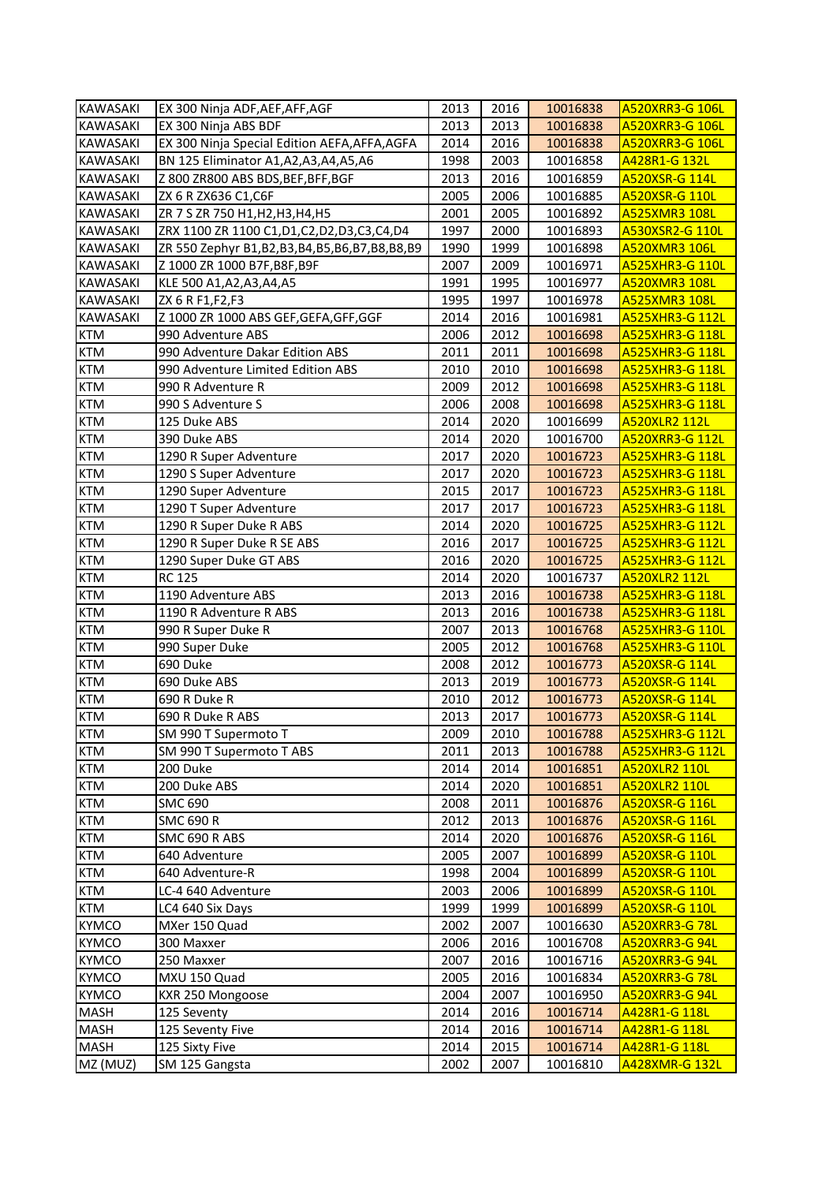| | | | | | |
|---|---|---|---|---|---|
| KAWASAKI | EX 300 Ninja ADF,AEF,AFF,AGF | 2013 | 2016 | 10016838 | A520XRR3-G 106L |
| KAWASAKI | EX 300 Ninja ABS BDF | 2013 | 2013 | 10016838 | A520XRR3-G 106L |
| KAWASAKI | EX 300 Ninja Special Edition AEFA,AFFA,AGFA | 2014 | 2016 | 10016838 | A520XRR3-G 106L |
| KAWASAKI | BN 125 Eliminator A1,A2,A3,A4,A5,A6 | 1998 | 2003 | 10016858 | A428R1-G 132L |
| KAWASAKI | Z 800 ZR800 ABS BDS,BEF,BFF,BGF | 2013 | 2016 | 10016859 | A520XSR-G 114L |
| KAWASAKI | ZX 6 R ZX636 C1,C6F | 2005 | 2006 | 10016885 | A520XSR-G 110L |
| KAWASAKI | ZR 7 S ZR 750 H1,H2,H3,H4,H5 | 2001 | 2005 | 10016892 | A525XMR3 108L |
| KAWASAKI | ZRX 1100 ZR 1100 C1,D1,C2,D2,D3,C3,C4,D4 | 1997 | 2000 | 10016893 | A530XSR2-G 110L |
| KAWASAKI | ZR 550 Zephyr B1,B2,B3,B4,B5,B6,B7,B8,B8,B9 | 1990 | 1999 | 10016898 | A520XMR3 106L |
| KAWASAKI | Z 1000 ZR 1000 B7F,B8F,B9F | 2007 | 2009 | 10016971 | A525XHR3-G 110L |
| KAWASAKI | KLE 500 A1,A2,A3,A4,A5 | 1991 | 1995 | 10016977 | A520XMR3 108L |
| KAWASAKI | ZX 6 R F1,F2,F3 | 1995 | 1997 | 10016978 | A525XMR3 108L |
| KAWASAKI | Z 1000 ZR 1000 ABS GEF,GEFA,GFF,GGF | 2014 | 2016 | 10016981 | A525XHR3-G 112L |
| KTM | 990 Adventure ABS | 2006 | 2012 | 10016698 | A525XHR3-G 118L |
| KTM | 990 Adventure Dakar Edition ABS | 2011 | 2011 | 10016698 | A525XHR3-G 118L |
| KTM | 990 Adventure Limited Edition ABS | 2010 | 2010 | 10016698 | A525XHR3-G 118L |
| KTM | 990 R Adventure R | 2009 | 2012 | 10016698 | A525XHR3-G 118L |
| KTM | 990 S Adventure S | 2006 | 2008 | 10016698 | A525XHR3-G 118L |
| KTM | 125 Duke ABS | 2014 | 2020 | 10016699 | A520XLR2 112L |
| KTM | 390 Duke ABS | 2014 | 2020 | 10016700 | A520XRR3-G 112L |
| KTM | 1290 R Super Adventure | 2017 | 2020 | 10016723 | A525XHR3-G 118L |
| KTM | 1290 S Super Adventure | 2017 | 2020 | 10016723 | A525XHR3-G 118L |
| KTM | 1290 Super Adventure | 2015 | 2017 | 10016723 | A525XHR3-G 118L |
| KTM | 1290 T Super Adventure | 2017 | 2017 | 10016723 | A525XHR3-G 118L |
| KTM | 1290 R Super Duke R ABS | 2014 | 2020 | 10016725 | A525XHR3-G 112L |
| KTM | 1290 R Super Duke R SE ABS | 2016 | 2017 | 10016725 | A525XHR3-G 112L |
| KTM | 1290 Super Duke GT ABS | 2016 | 2020 | 10016725 | A525XHR3-G 112L |
| KTM | RC 125 | 2014 | 2020 | 10016737 | A520XLR2 112L |
| KTM | 1190 Adventure ABS | 2013 | 2016 | 10016738 | A525XHR3-G 118L |
| KTM | 1190 R Adventure R ABS | 2013 | 2016 | 10016738 | A525XHR3-G 118L |
| KTM | 990 R Super Duke R | 2007 | 2013 | 10016768 | A525XHR3-G 110L |
| KTM | 990 Super Duke | 2005 | 2012 | 10016768 | A525XHR3-G 110L |
| KTM | 690 Duke | 2008 | 2012 | 10016773 | A520XSR-G 114L |
| KTM | 690 Duke ABS | 2013 | 2019 | 10016773 | A520XSR-G 114L |
| KTM | 690 R Duke R | 2010 | 2012 | 10016773 | A520XSR-G 114L |
| KTM | 690 R Duke R ABS | 2013 | 2017 | 10016773 | A520XSR-G 114L |
| KTM | SM 990 T Supermoto T | 2009 | 2010 | 10016788 | A525XHR3-G 112L |
| KTM | SM 990 T Supermoto T ABS | 2011 | 2013 | 10016788 | A525XHR3-G 112L |
| KTM | 200 Duke | 2014 | 2014 | 10016851 | A520XLR2 110L |
| KTM | 200 Duke ABS | 2014 | 2020 | 10016851 | A520XLR2 110L |
| KTM | SMC 690 | 2008 | 2011 | 10016876 | A520XSR-G 116L |
| KTM | SMC 690 R | 2012 | 2013 | 10016876 | A520XSR-G 116L |
| KTM | SMC 690 R ABS | 2014 | 2020 | 10016876 | A520XSR-G 116L |
| KTM | 640 Adventure | 2005 | 2007 | 10016899 | A520XSR-G 110L |
| KTM | 640 Adventure-R | 1998 | 2004 | 10016899 | A520XSR-G 110L |
| KTM | LC-4 640 Adventure | 2003 | 2006 | 10016899 | A520XSR-G 110L |
| KTM | LC4 640 Six Days | 1999 | 1999 | 10016899 | A520XSR-G 110L |
| KYMCO | MXer 150 Quad | 2002 | 2007 | 10016630 | A520XRR3-G 78L |
| KYMCO | 300 Maxxer | 2006 | 2016 | 10016708 | A520XRR3-G 94L |
| KYMCO | 250 Maxxer | 2007 | 2016 | 10016716 | A520XRR3-G 94L |
| KYMCO | MXU 150 Quad | 2005 | 2016 | 10016834 | A520XRR3-G 78L |
| KYMCO | KXR 250 Mongoose | 2004 | 2007 | 10016950 | A520XRR3-G 94L |
| MASH | 125 Seventy | 2014 | 2016 | 10016714 | A428R1-G 118L |
| MASH | 125 Seventy Five | 2014 | 2016 | 10016714 | A428R1-G 118L |
| MASH | 125 Sixty Five | 2014 | 2015 | 10016714 | A428R1-G 118L |
| MZ (MUZ) | SM 125 Gangsta | 2002 | 2007 | 10016810 | A428XMR-G 132L |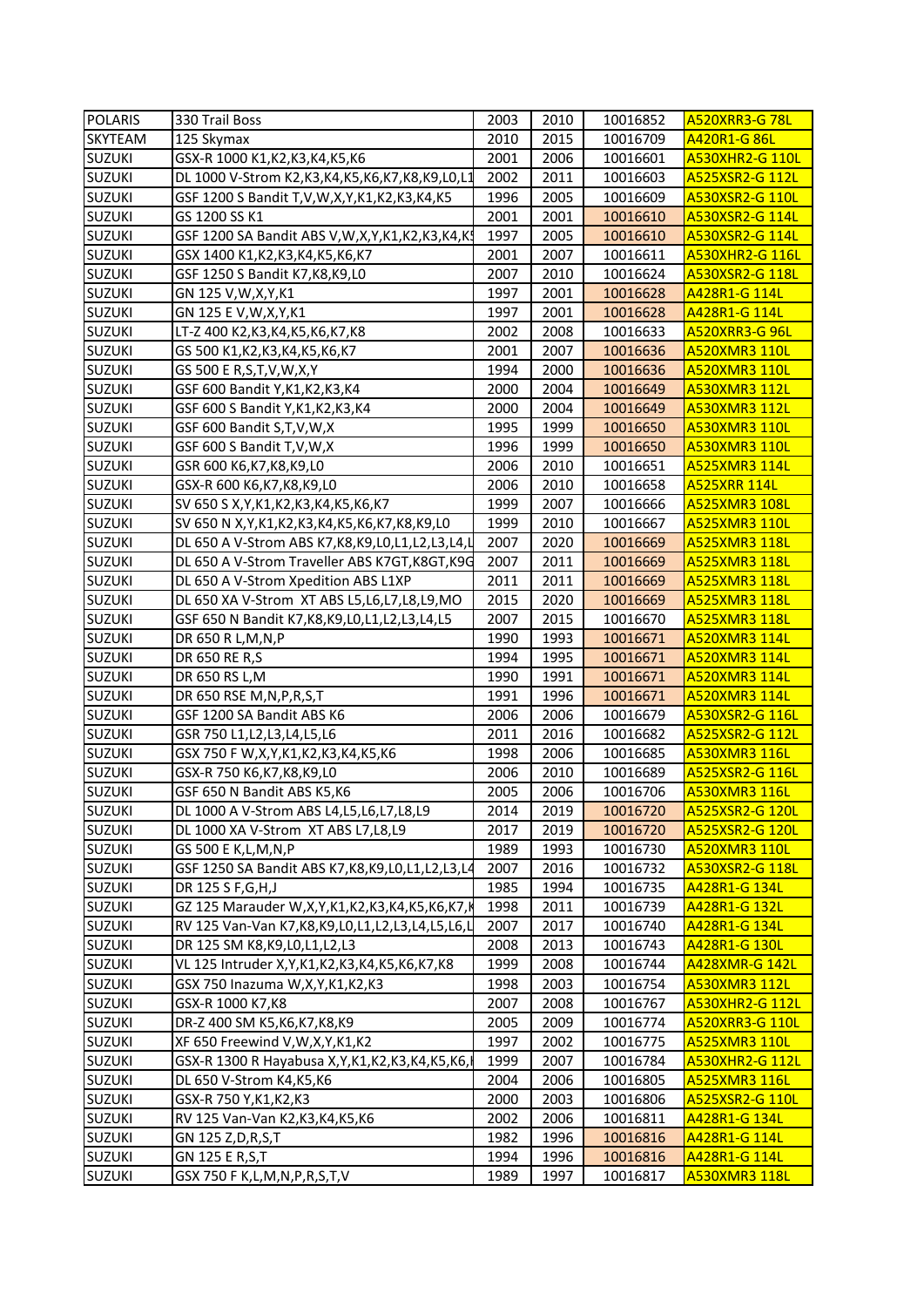| POLARIS | 330 Trail Boss | 2003 | 2010 | 10016852 | A520XRR3-G 78L |
|---|---|---|---|---|---|
| SKYTEAM | 125 Skymax | 2010 | 2015 | 10016709 | A420R1-G 86L |
| SUZUKI | GSX-R 1000 K1,K2,K3,K4,K5,K6 | 2001 | 2006 | 10016601 | A530XHR2-G 110L |
| SUZUKI | DL 1000 V-Strom K2,K3,K4,K5,K6,K7,K8,K9,L0,L1 | 2002 | 2011 | 10016603 | A525XSR2-G 112L |
| SUZUKI | GSF 1200 S Bandit T,V,W,X,Y,K1,K2,K3,K4,K5 | 1996 | 2005 | 10016609 | A530XSR2-G 110L |
| SUZUKI | GS 1200 SS K1 | 2001 | 2001 | 10016610 | A530XSR2-G 114L |
| SUZUKI | GSF 1200 SA Bandit ABS V,W,X,Y,K1,K2,K3,K4,K5 | 1997 | 2005 | 10016610 | A530XSR2-G 114L |
| SUZUKI | GSX 1400 K1,K2,K3,K4,K5,K6,K7 | 2001 | 2007 | 10016611 | A530XHR2-G 116L |
| SUZUKI | GSF 1250 S Bandit K7,K8,K9,L0 | 2007 | 2010 | 10016624 | A530XSR2-G 118L |
| SUZUKI | GN 125 V,W,X,Y,K1 | 1997 | 2001 | 10016628 | A428R1-G 114L |
| SUZUKI | GN 125 E V,W,X,Y,K1 | 1997 | 2001 | 10016628 | A428R1-G 114L |
| SUZUKI | LT-Z 400 K2,K3,K4,K5,K6,K7,K8 | 2002 | 2008 | 10016633 | A520XRR3-G 96L |
| SUZUKI | GS 500 K1,K2,K3,K4,K5,K6,K7 | 2001 | 2007 | 10016636 | A520XMR3 110L |
| SUZUKI | GS 500 E R,S,T,V,W,X,Y | 1994 | 2000 | 10016636 | A520XMR3 110L |
| SUZUKI | GSF 600 Bandit Y,K1,K2,K3,K4 | 2000 | 2004 | 10016649 | A530XMR3 112L |
| SUZUKI | GSF 600 S Bandit Y,K1,K2,K3,K4 | 2000 | 2004 | 10016649 | A530XMR3 112L |
| SUZUKI | GSF 600 Bandit S,T,V,W,X | 1995 | 1999 | 10016650 | A530XMR3 110L |
| SUZUKI | GSF 600 S Bandit T,V,W,X | 1996 | 1999 | 10016650 | A530XMR3 110L |
| SUZUKI | GSR 600 K6,K7,K8,K9,L0 | 2006 | 2010 | 10016651 | A525XMR3 114L |
| SUZUKI | GSX-R 600 K6,K7,K8,K9,L0 | 2006 | 2010 | 10016658 | A525XRR 114L |
| SUZUKI | SV 650 S X,Y,K1,K2,K3,K4,K5,K6,K7 | 1999 | 2007 | 10016666 | A525XMR3 108L |
| SUZUKI | SV 650 N X,Y,K1,K2,K3,K4,K5,K6,K7,K8,K9,L0 | 1999 | 2010 | 10016667 | A525XMR3 110L |
| SUZUKI | DL 650 A V-Strom ABS K7,K8,K9,L0,L1,L2,L3,L4,L | 2007 | 2020 | 10016669 | A525XMR3 118L |
| SUZUKI | DL 650 A V-Strom Traveller ABS K7GT,K8GT,K9G | 2007 | 2011 | 10016669 | A525XMR3 118L |
| SUZUKI | DL 650 A V-Strom Xpedition ABS L1XP | 2011 | 2011 | 10016669 | A525XMR3 118L |
| SUZUKI | DL 650 XA V-Strom XT ABS L5,L6,L7,L8,L9,MO | 2015 | 2020 | 10016669 | A525XMR3 118L |
| SUZUKI | GSF 650 N Bandit K7,K8,K9,L0,L1,L2,L3,L4,L5 | 2007 | 2015 | 10016670 | A525XMR3 118L |
| SUZUKI | DR 650 R L,M,N,P | 1990 | 1993 | 10016671 | A520XMR3 114L |
| SUZUKI | DR 650 RE R,S | 1994 | 1995 | 10016671 | A520XMR3 114L |
| SUZUKI | DR 650 RS L,M | 1990 | 1991 | 10016671 | A520XMR3 114L |
| SUZUKI | DR 650 RSE M,N,P,R,S,T | 1991 | 1996 | 10016671 | A520XMR3 114L |
| SUZUKI | GSF 1200 SA Bandit ABS K6 | 2006 | 2006 | 10016679 | A530XSR2-G 116L |
| SUZUKI | GSR 750 L1,L2,L3,L4,L5,L6 | 2011 | 2016 | 10016682 | A525XSR2-G 112L |
| SUZUKI | GSX 750 F W,X,Y,K1,K2,K3,K4,K5,K6 | 1998 | 2006 | 10016685 | A530XMR3 116L |
| SUZUKI | GSX-R 750 K6,K7,K8,K9,L0 | 2006 | 2010 | 10016689 | A525XSR2-G 116L |
| SUZUKI | GSF 650 N Bandit ABS K5,K6 | 2005 | 2006 | 10016706 | A530XMR3 116L |
| SUZUKI | DL 1000 A V-Strom ABS L4,L5,L6,L7,L8,L9 | 2014 | 2019 | 10016720 | A525XSR2-G 120L |
| SUZUKI | DL 1000 XA V-Strom XT ABS L7,L8,L9 | 2017 | 2019 | 10016720 | A525XSR2-G 120L |
| SUZUKI | GS 500 E K,L,M,N,P | 1989 | 1993 | 10016730 | A520XMR3 110L |
| SUZUKI | GSF 1250 SA Bandit ABS K7,K8,K9,L0,L1,L2,L3,L4 | 2007 | 2016 | 10016732 | A530XSR2-G 118L |
| SUZUKI | DR 125 S F,G,H,J | 1985 | 1994 | 10016735 | A428R1-G 134L |
| SUZUKI | GZ 125 Marauder W,X,Y,K1,K2,K3,K4,K5,K6,K7,K | 1998 | 2011 | 10016739 | A428R1-G 132L |
| SUZUKI | RV 125 Van-Van K7,K8,K9,L0,L1,L2,L3,L4,L5,L6,L | 2007 | 2017 | 10016740 | A428R1-G 134L |
| SUZUKI | DR 125 SM K8,K9,L0,L1,L2,L3 | 2008 | 2013 | 10016743 | A428R1-G 130L |
| SUZUKI | VL 125 Intruder X,Y,K1,K2,K3,K4,K5,K6,K7,K8 | 1999 | 2008 | 10016744 | A428XMR-G 142L |
| SUZUKI | GSX 750 Inazuma W,X,Y,K1,K2,K3 | 1998 | 2003 | 10016754 | A530XMR3 112L |
| SUZUKI | GSX-R 1000 K7,K8 | 2007 | 2008 | 10016767 | A530XHR2-G 112L |
| SUZUKI | DR-Z 400 SM K5,K6,K7,K8,K9 | 2005 | 2009 | 10016774 | A520XRR3-G 110L |
| SUZUKI | XF 650 Freewind V,W,X,Y,K1,K2 | 1997 | 2002 | 10016775 | A525XMR3 110L |
| SUZUKI | GSX-R 1300 R Hayabusa X,Y,K1,K2,K3,K4,K5,K6,I | 1999 | 2007 | 10016784 | A530XHR2-G 112L |
| SUZUKI | DL 650 V-Strom K4,K5,K6 | 2004 | 2006 | 10016805 | A525XMR3 116L |
| SUZUKI | GSX-R 750 Y,K1,K2,K3 | 2000 | 2003 | 10016806 | A525XSR2-G 110L |
| SUZUKI | RV 125 Van-Van K2,K3,K4,K5,K6 | 2002 | 2006 | 10016811 | A428R1-G 134L |
| SUZUKI | GN 125 Z,D,R,S,T | 1982 | 1996 | 10016816 | A428R1-G 114L |
| SUZUKI | GN 125 E R,S,T | 1994 | 1996 | 10016816 | A428R1-G 114L |
| SUZUKI | GSX 750 F K,L,M,N,P,R,S,T,V | 1989 | 1997 | 10016817 | A530XMR3 118L |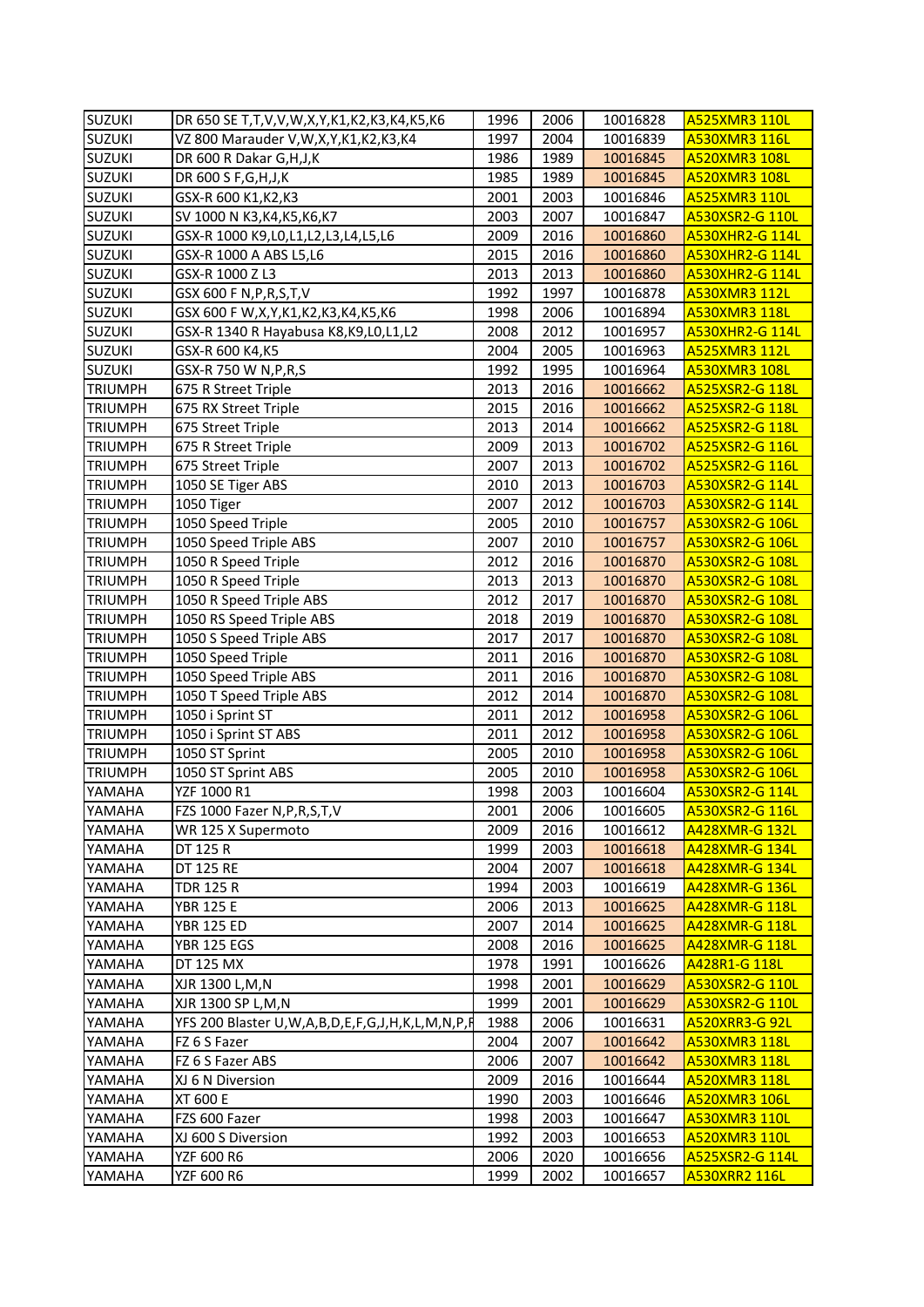| | | | | | |
|---|---|---|---|---|---|
| SUZUKI | DR 650 SE T,T,V,V,W,X,Y,K1,K2,K3,K4,K5,K6 | 1996 | 2006 | 10016828 | A525XMR3 110L |
| SUZUKI | VZ 800 Marauder V,W,X,Y,K1,K2,K3,K4 | 1997 | 2004 | 10016839 | A530XMR3 116L |
| SUZUKI | DR 600 R Dakar G,H,J,K | 1986 | 1989 | 10016845 | A520XMR3 108L |
| SUZUKI | DR 600 S F,G,H,J,K | 1985 | 1989 | 10016845 | A520XMR3 108L |
| SUZUKI | GSX-R 600 K1,K2,K3 | 2001 | 2003 | 10016846 | A525XMR3 110L |
| SUZUKI | SV 1000 N K3,K4,K5,K6,K7 | 2003 | 2007 | 10016847 | A530XSR2-G 110L |
| SUZUKI | GSX-R 1000 K9,L0,L1,L2,L3,L4,L5,L6 | 2009 | 2016 | 10016860 | A530XHR2-G 114L |
| SUZUKI | GSX-R 1000 A ABS L5,L6 | 2015 | 2016 | 10016860 | A530XHR2-G 114L |
| SUZUKI | GSX-R 1000 Z L3 | 2013 | 2013 | 10016860 | A530XHR2-G 114L |
| SUZUKI | GSX 600 F N,P,R,S,T,V | 1992 | 1997 | 10016878 | A530XMR3 112L |
| SUZUKI | GSX 600 F W,X,Y,K1,K2,K3,K4,K5,K6 | 1998 | 2006 | 10016894 | A530XMR3 118L |
| SUZUKI | GSX-R 1340 R Hayabusa K8,K9,L0,L1,L2 | 2008 | 2012 | 10016957 | A530XHR2-G 114L |
| SUZUKI | GSX-R 600 K4,K5 | 2004 | 2005 | 10016963 | A525XMR3 112L |
| SUZUKI | GSX-R 750 W N,P,R,S | 1992 | 1995 | 10016964 | A530XMR3 108L |
| TRIUMPH | 675 R Street Triple | 2013 | 2016 | 10016662 | A525XSR2-G 118L |
| TRIUMPH | 675 RX Street Triple | 2015 | 2016 | 10016662 | A525XSR2-G 118L |
| TRIUMPH | 675 Street Triple | 2013 | 2014 | 10016662 | A525XSR2-G 118L |
| TRIUMPH | 675 R Street Triple | 2009 | 2013 | 10016702 | A525XSR2-G 116L |
| TRIUMPH | 675 Street Triple | 2007 | 2013 | 10016702 | A525XSR2-G 116L |
| TRIUMPH | 1050 SE Tiger ABS | 2010 | 2013 | 10016703 | A530XSR2-G 114L |
| TRIUMPH | 1050 Tiger | 2007 | 2012 | 10016703 | A530XSR2-G 114L |
| TRIUMPH | 1050 Speed Triple | 2005 | 2010 | 10016757 | A530XSR2-G 106L |
| TRIUMPH | 1050 Speed Triple ABS | 2007 | 2010 | 10016757 | A530XSR2-G 106L |
| TRIUMPH | 1050 R Speed Triple | 2012 | 2016 | 10016870 | A530XSR2-G 108L |
| TRIUMPH | 1050 R Speed Triple | 2013 | 2013 | 10016870 | A530XSR2-G 108L |
| TRIUMPH | 1050 R Speed Triple ABS | 2012 | 2017 | 10016870 | A530XSR2-G 108L |
| TRIUMPH | 1050 RS Speed Triple ABS | 2018 | 2019 | 10016870 | A530XSR2-G 108L |
| TRIUMPH | 1050 S Speed Triple ABS | 2017 | 2017 | 10016870 | A530XSR2-G 108L |
| TRIUMPH | 1050 Speed Triple | 2011 | 2016 | 10016870 | A530XSR2-G 108L |
| TRIUMPH | 1050 Speed Triple ABS | 2011 | 2016 | 10016870 | A530XSR2-G 108L |
| TRIUMPH | 1050 T Speed Triple ABS | 2012 | 2014 | 10016870 | A530XSR2-G 108L |
| TRIUMPH | 1050 i Sprint ST | 2011 | 2012 | 10016958 | A530XSR2-G 106L |
| TRIUMPH | 1050 i Sprint ST ABS | 2011 | 2012 | 10016958 | A530XSR2-G 106L |
| TRIUMPH | 1050 ST Sprint | 2005 | 2010 | 10016958 | A530XSR2-G 106L |
| TRIUMPH | 1050 ST Sprint ABS | 2005 | 2010 | 10016958 | A530XSR2-G 106L |
| YAMAHA | YZF 1000 R1 | 1998 | 2003 | 10016604 | A530XSR2-G 114L |
| YAMAHA | FZS 1000 Fazer N,P,R,S,T,V | 2001 | 2006 | 10016605 | A530XSR2-G 116L |
| YAMAHA | WR 125 X Supermoto | 2009 | 2016 | 10016612 | A428XMR-G 132L |
| YAMAHA | DT 125 R | 1999 | 2003 | 10016618 | A428XMR-G 134L |
| YAMAHA | DT 125 RE | 2004 | 2007 | 10016618 | A428XMR-G 134L |
| YAMAHA | TDR 125 R | 1994 | 2003 | 10016619 | A428XMR-G 136L |
| YAMAHA | YBR 125 E | 2006 | 2013 | 10016625 | A428XMR-G 118L |
| YAMAHA | YBR 125 ED | 2007 | 2014 | 10016625 | A428XMR-G 118L |
| YAMAHA | YBR 125 EGS | 2008 | 2016 | 10016625 | A428XMR-G 118L |
| YAMAHA | DT 125 MX | 1978 | 1991 | 10016626 | A428R1-G 118L |
| YAMAHA | XJR 1300 L,M,N | 1998 | 2001 | 10016629 | A530XSR2-G 110L |
| YAMAHA | XJR 1300 SP L,M,N | 1999 | 2001 | 10016629 | A530XSR2-G 110L |
| YAMAHA | YFS 200 Blaster U,W,A,B,D,E,F,G,J,H,K,L,M,N,P,R | 1988 | 2006 | 10016631 | A520XRR3-G 92L |
| YAMAHA | FZ 6 S Fazer | 2004 | 2007 | 10016642 | A530XMR3 118L |
| YAMAHA | FZ 6 S Fazer ABS | 2006 | 2007 | 10016642 | A530XMR3 118L |
| YAMAHA | XJ 6 N Diversion | 2009 | 2016 | 10016644 | A520XMR3 118L |
| YAMAHA | XT 600 E | 1990 | 2003 | 10016646 | A520XMR3 106L |
| YAMAHA | FZS 600 Fazer | 1998 | 2003 | 10016647 | A530XMR3 110L |
| YAMAHA | XJ 600 S Diversion | 1992 | 2003 | 10016653 | A520XMR3 110L |
| YAMAHA | YZF 600 R6 | 2006 | 2020 | 10016656 | A525XSR2-G 114L |
| YAMAHA | YZF 600 R6 | 1999 | 2002 | 10016657 | A530XRR2 116L |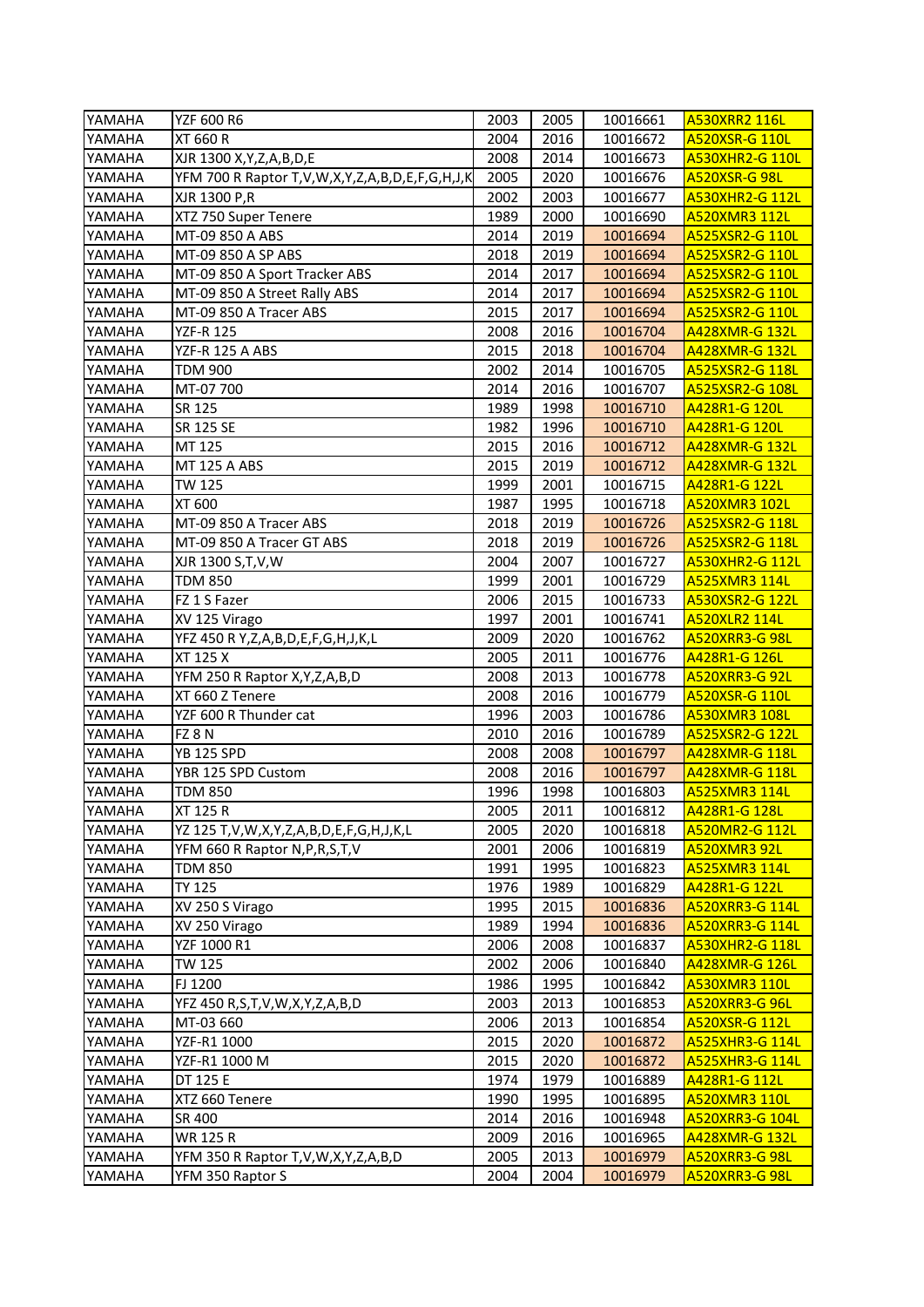| YAMAHA | YZF 600 R6 | 2003 | 2005 | 10016661 | A530XRR2 116L |
|---|---|---|---|---|---|
| YAMAHA | XT 660 R | 2004 | 2016 | 10016672 | A520XSR-G 110L |
| YAMAHA | XJR 1300 X,Y,Z,A,B,D,E | 2008 | 2014 | 10016673 | A530XHR2-G 110L |
| YAMAHA | YFM 700 R Raptor T,V,W,X,Y,Z,A,B,D,E,F,G,H,J,K | 2005 | 2020 | 10016676 | A520XSR-G 98L |
| YAMAHA | XJR 1300 P,R | 2002 | 2003 | 10016677 | A530XHR2-G 112L |
| YAMAHA | XTZ 750 Super Tenere | 1989 | 2000 | 10016690 | A520XMR3 112L |
| YAMAHA | MT-09 850 A ABS | 2014 | 2019 | 10016694 | A525XSR2-G 110L |
| YAMAHA | MT-09 850 A SP ABS | 2018 | 2019 | 10016694 | A525XSR2-G 110L |
| YAMAHA | MT-09 850 A Sport Tracker ABS | 2014 | 2017 | 10016694 | A525XSR2-G 110L |
| YAMAHA | MT-09 850 A Street Rally ABS | 2014 | 2017 | 10016694 | A525XSR2-G 110L |
| YAMAHA | MT-09 850 A Tracer ABS | 2015 | 2017 | 10016694 | A525XSR2-G 110L |
| YAMAHA | YZF-R 125 | 2008 | 2016 | 10016704 | A428XMR-G 132L |
| YAMAHA | YZF-R 125 A ABS | 2015 | 2018 | 10016704 | A428XMR-G 132L |
| YAMAHA | TDM 900 | 2002 | 2014 | 10016705 | A525XSR2-G 118L |
| YAMAHA | MT-07 700 | 2014 | 2016 | 10016707 | A525XSR2-G 108L |
| YAMAHA | SR 125 | 1989 | 1998 | 10016710 | A428R1-G 120L |
| YAMAHA | SR 125 SE | 1982 | 1996 | 10016710 | A428R1-G 120L |
| YAMAHA | MT 125 | 2015 | 2016 | 10016712 | A428XMR-G 132L |
| YAMAHA | MT 125 A ABS | 2015 | 2019 | 10016712 | A428XMR-G 132L |
| YAMAHA | TW 125 | 1999 | 2001 | 10016715 | A428R1-G 122L |
| YAMAHA | XT 600 | 1987 | 1995 | 10016718 | A520XMR3 102L |
| YAMAHA | MT-09 850 A Tracer ABS | 2018 | 2019 | 10016726 | A525XSR2-G 118L |
| YAMAHA | MT-09 850 A Tracer GT ABS | 2018 | 2019 | 10016726 | A525XSR2-G 118L |
| YAMAHA | XJR 1300 S,T,V,W | 2004 | 2007 | 10016727 | A530XHR2-G 112L |
| YAMAHA | TDM 850 | 1999 | 2001 | 10016729 | A525XMR3 114L |
| YAMAHA | FZ 1 S Fazer | 2006 | 2015 | 10016733 | A530XSR2-G 122L |
| YAMAHA | XV 125 Virago | 1997 | 2001 | 10016741 | A520XLR2 114L |
| YAMAHA | YFZ 450 R Y,Z,A,B,D,E,F,G,H,J,K,L | 2009 | 2020 | 10016762 | A520XRR3-G 98L |
| YAMAHA | XT 125 X | 2005 | 2011 | 10016776 | A428R1-G 126L |
| YAMAHA | YFM 250 R Raptor X,Y,Z,A,B,D | 2008 | 2013 | 10016778 | A520XRR3-G 92L |
| YAMAHA | XT 660 Z Tenere | 2008 | 2016 | 10016779 | A520XSR-G 110L |
| YAMAHA | YZF 600 R Thunder cat | 1996 | 2003 | 10016786 | A530XMR3 108L |
| YAMAHA | FZ 8 N | 2010 | 2016 | 10016789 | A525XSR2-G 122L |
| YAMAHA | YB 125 SPD | 2008 | 2008 | 10016797 | A428XMR-G 118L |
| YAMAHA | YBR 125 SPD Custom | 2008 | 2016 | 10016797 | A428XMR-G 118L |
| YAMAHA | TDM 850 | 1996 | 1998 | 10016803 | A525XMR3 114L |
| YAMAHA | XT 125 R | 2005 | 2011 | 10016812 | A428R1-G 128L |
| YAMAHA | YZ 125 T,V,W,X,Y,Z,A,B,D,E,F,G,H,J,K,L | 2005 | 2020 | 10016818 | A520MR2-G 112L |
| YAMAHA | YFM 660 R Raptor N,P,R,S,T,V | 2001 | 2006 | 10016819 | A520XMR3 92L |
| YAMAHA | TDM 850 | 1991 | 1995 | 10016823 | A525XMR3 114L |
| YAMAHA | TY 125 | 1976 | 1989 | 10016829 | A428R1-G 122L |
| YAMAHA | XV 250 S Virago | 1995 | 2015 | 10016836 | A520XRR3-G 114L |
| YAMAHA | XV 250 Virago | 1989 | 1994 | 10016836 | A520XRR3-G 114L |
| YAMAHA | YZF 1000 R1 | 2006 | 2008 | 10016837 | A530XHR2-G 118L |
| YAMAHA | TW 125 | 2002 | 2006 | 10016840 | A428XMR-G 126L |
| YAMAHA | FJ 1200 | 1986 | 1995 | 10016842 | A530XMR3 110L |
| YAMAHA | YFZ 450 R,S,T,V,W,X,Y,Z,A,B,D | 2003 | 2013 | 10016853 | A520XRR3-G 96L |
| YAMAHA | MT-03 660 | 2006 | 2013 | 10016854 | A520XSR-G 112L |
| YAMAHA | YZF-R1 1000 | 2015 | 2020 | 10016872 | A525XHR3-G 114L |
| YAMAHA | YZF-R1 1000 M | 2015 | 2020 | 10016872 | A525XHR3-G 114L |
| YAMAHA | DT 125 E | 1974 | 1979 | 10016889 | A428R1-G 112L |
| YAMAHA | XTZ 660 Tenere | 1990 | 1995 | 10016895 | A520XMR3 110L |
| YAMAHA | SR 400 | 2014 | 2016 | 10016948 | A520XRR3-G 104L |
| YAMAHA | WR 125 R | 2009 | 2016 | 10016965 | A428XMR-G 132L |
| YAMAHA | YFM 350 R Raptor T,V,W,X,Y,Z,A,B,D | 2005 | 2013 | 10016979 | A520XRR3-G 98L |
| YAMAHA | YFM 350 Raptor S | 2004 | 2004 | 10016979 | A520XRR3-G 98L |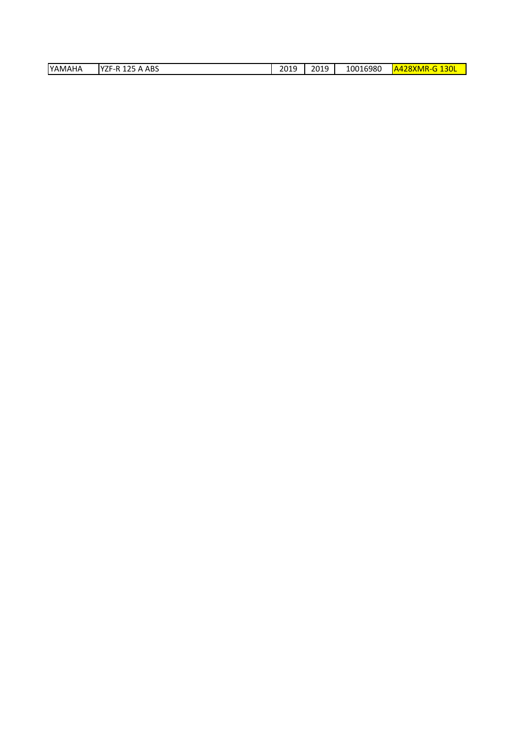| | | | | | |
|---|---|---|---|---|---|
| YAMAHA | YZF-R 125 A ABS | 2019 | 2019 | 10016980 | A428XMR-G 130L |